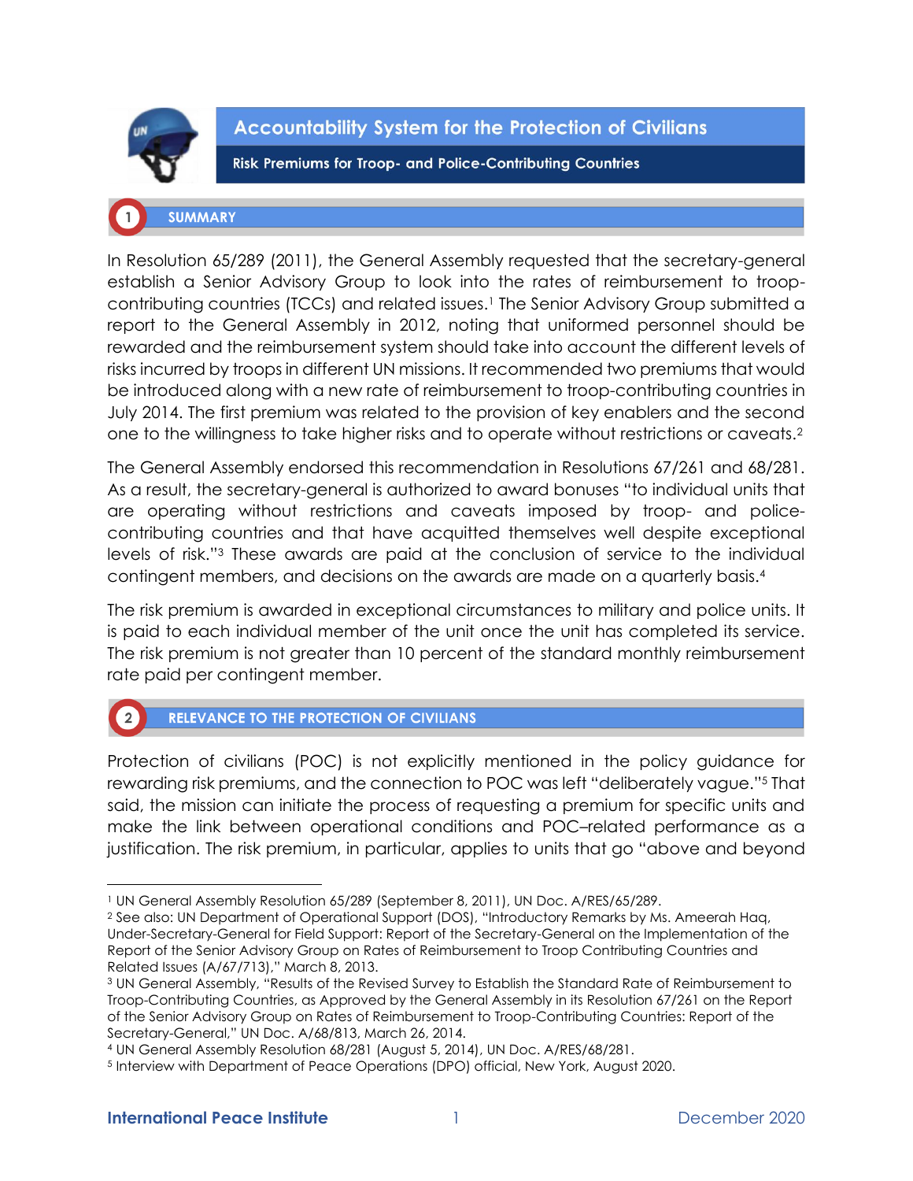# Accountability System for the Protection of Civilians

## Risk Premiums for Troop- and Police-Contributing Countries

## 1 SUMMARY

In Resolution 65/289 (2011), the General Assembly requested that the secretary-general establish a Senior Advisory Group to look into the rates of reimbursement to troop-contributing countries (TCCs) and related issues.[1] The Senior Advisory Group submitted a report to the General Assembly in 2012, noting that uniformed personnel should be rewarded and the reimbursement system should take into account the different levels of risks incurred by troops in different UN missions. It recommended two premiums that would be introduced along with a new rate of reimbursement to troop-contributing countries in July 2014. The first premium was related to the provision of key enablers and the second one to the willingness to take higher risks and to operate without restrictions or caveats.[2]

The General Assembly endorsed this recommendation in Resolutions 67/261 and 68/281. As a result, the secretary-general is authorized to award bonuses "to individual units that are operating without restrictions and caveats imposed by troop- and police-contributing countries and that have acquitted themselves well despite exceptional levels of risk."[3] These awards are paid at the conclusion of service to the individual contingent members, and decisions on the awards are made on a quarterly basis.[4]

The risk premium is awarded in exceptional circumstances to military and police units. It is paid to each individual member of the unit once the unit has completed its service. The risk premium is not greater than 10 percent of the standard monthly reimbursement rate paid per contingent member.

## 2 RELEVANCE TO THE PROTECTION OF CIVILIANS

Protection of civilians (POC) is not explicitly mentioned in the policy guidance for rewarding risk premiums, and the connection to POC was left "deliberately vague."[5] That said, the mission can initiate the process of requesting a premium for specific units and make the link between operational conditions and POC–related performance as a justification. The risk premium, in particular, applies to units that go "above and beyond

---

[1] UN General Assembly Resolution 65/289 (September 8, 2011), UN Doc. A/RES/65/289.

[2] See also: UN Department of Operational Support (DOS), "Introductory Remarks by Ms. Ameerah Haq, Under-Secretary-General for Field Support: Report of the Secretary-General on the Implementation of the Report of the Senior Advisory Group on Rates of Reimbursement to Troop Contributing Countries and Related Issues (A/67/713)," March 8, 2013.

[3] UN General Assembly, "Results of the Revised Survey to Establish the Standard Rate of Reimbursement to Troop-Contributing Countries, as Approved by the General Assembly in its Resolution 67/261 on the Report of the Senior Advisory Group on Rates of Reimbursement to Troop-Contributing Countries: Report of the Secretary-General," UN Doc. A/68/813, March 26, 2014.

[4] UN General Assembly Resolution 68/281 (August 5, 2014), UN Doc. A/RES/68/281.

[5] Interview with Department of Peace Operations (DPO) official, New York, August 2020.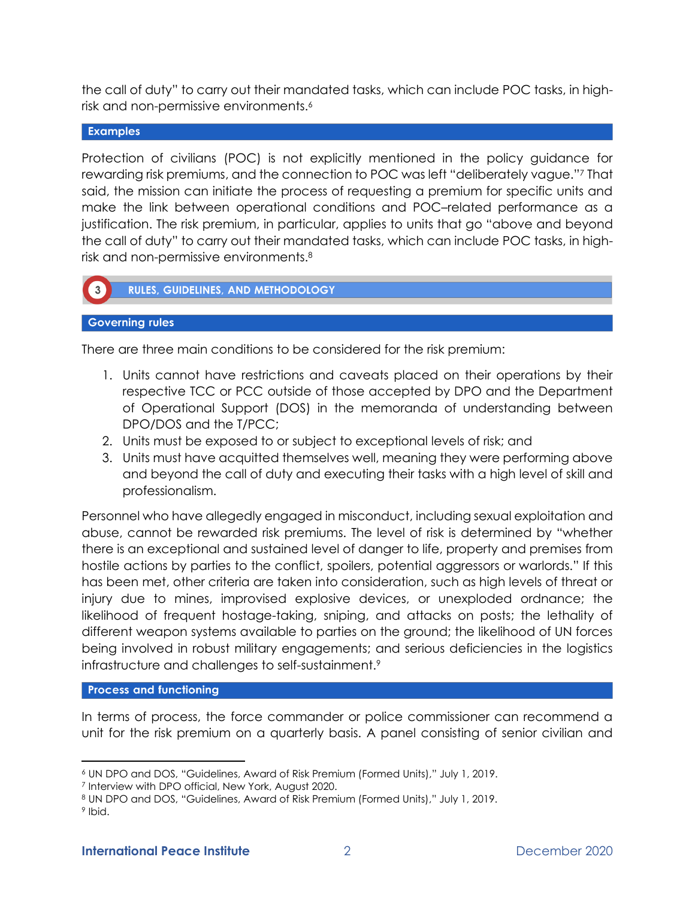the call of duty" to carry out their mandated tasks, which can include POC tasks, in high-risk and non-permissive environments.[6]

### Examples

Protection of civilians (POC) is not explicitly mentioned in the policy guidance for rewarding risk premiums, and the connection to POC was left "deliberately vague."[7] That said, the mission can initiate the process of requesting a premium for specific units and make the link between operational conditions and POC–related performance as a justification. The risk premium, in particular, applies to units that go "above and beyond the call of duty" to carry out their mandated tasks, which can include POC tasks, in high-risk and non-permissive environments.[8]

## 3 RULES, GUIDELINES, AND METHODOLOGY

### Governing rules

There are three main conditions to be considered for the risk premium:

1. Units cannot have restrictions and caveats placed on their operations by their respective TCC or PCC outside of those accepted by DPO and the Department of Operational Support (DOS) in the memoranda of understanding between DPO/DOS and the T/PCC;
2. Units must be exposed to or subject to exceptional levels of risk; and
3. Units must have acquitted themselves well, meaning they were performing above and beyond the call of duty and executing their tasks with a high level of skill and professionalism.

Personnel who have allegedly engaged in misconduct, including sexual exploitation and abuse, cannot be rewarded risk premiums. The level of risk is determined by "whether there is an exceptional and sustained level of danger to life, property and premises from hostile actions by parties to the conflict, spoilers, potential aggressors or warlords." If this has been met, other criteria are taken into consideration, such as high levels of threat or injury due to mines, improvised explosive devices, or unexploded ordnance; the likelihood of frequent hostage-taking, sniping, and attacks on posts; the lethality of different weapon systems available to parties on the ground; the likelihood of UN forces being involved in robust military engagements; and serious deficiencies in the logistics infrastructure and challenges to self-sustainment.[9]

### Process and functioning

In terms of process, the force commander or police commissioner can recommend a unit for the risk premium on a quarterly basis. A panel consisting of senior civilian and

---

[6] UN DPO and DOS, "Guidelines, Award of Risk Premium (Formed Units)," July 1, 2019.
[7] Interview with DPO official, New York, August 2020.
[8] UN DPO and DOS, "Guidelines, Award of Risk Premium (Formed Units)," July 1, 2019.
[9] Ibid.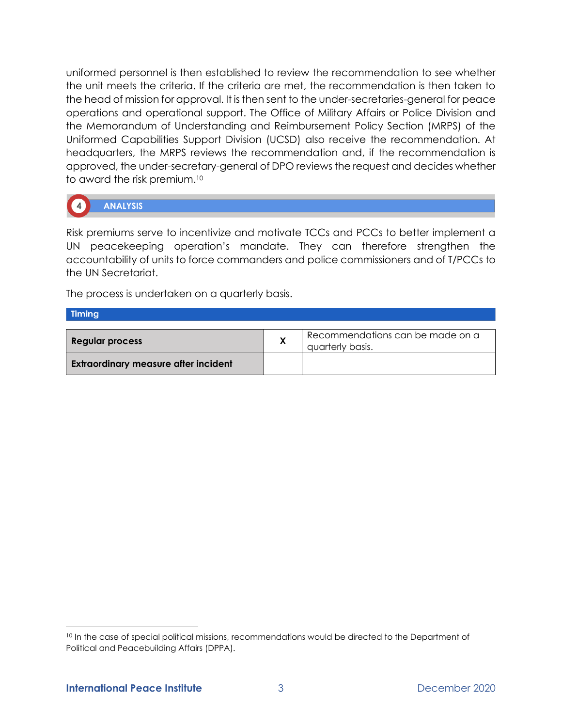uniformed personnel is then established to review the recommendation to see whether the unit meets the criteria. If the criteria are met, the recommendation is then taken to the head of mission for approval. It is then sent to the under-secretaries-general for peace operations and operational support. The Office of Military Affairs or Police Division and the Memorandum of Understanding and Reimbursement Policy Section (MRPS) of the Uniformed Capabilities Support Division (UCSD) also receive the recommendation. At headquarters, the MRPS reviews the recommendation and, if the recommendation is approved, the under-secretary-general of DPO reviews the request and decides whether to award the risk premium.[10]

## 4 ANALYSIS

Risk premiums serve to incentivize and motivate TCCs and PCCs to better implement a UN peacekeeping operation's mandate. They can therefore strengthen the accountability of units to force commanders and police commissioners and of T/PCCs to the UN Secretariat.

The process is undertaken on a quarterly basis.

**Timing**

| | | |
|---|---|---|
| **Regular process** | X | Recommendations can be made on a quarterly basis. |
| **Extraordinary measure after incident** | | |

[10] In the case of special political missions, recommendations would be directed to the Department of Political and Peacebuilding Affairs (DPPA).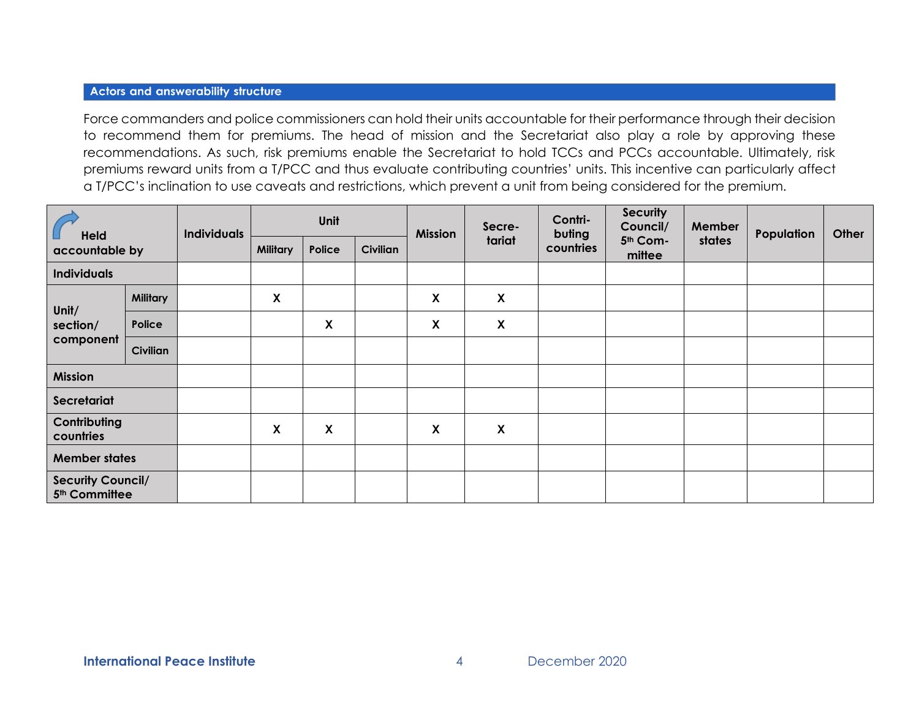## Actors and answerability structure

Force commanders and police commissioners can hold their units accountable for their performance through their decision to recommend them for premiums. The head of mission and the Secretariat also play a role by approving these recommendations. As such, risk premiums enable the Secretariat to hold TCCs and PCCs accountable. Ultimately, risk premiums reward units from a T/PCC and thus evaluate contributing countries' units. This incentive can particularly affect a T/PCC's inclination to use caveats and restrictions, which prevent a unit from being considered for the premium.

| Held accountable by | | Individuals | Unit | | | Mission | Secretariat | Contributing countries | Security Council/ 5th Committee | Member states | Population | Other |
|---|---|---|---|---|---|---|---|---|---|---|---|---|
| | | | Military | Police | Civilian | | | | | | | |
| Individuals | | | | | | | | | | | | |
| Unit/ section/ component | Military | | X | | | X | X | | | | | |
| | Police | | | X | | X | X | | | | | |
| | Civilian | | | | | | | | | | | |
| Mission | | | | | | | | | | | | |
| Secretariat | | | | | | | | | | | | |
| Contributing countries | | | X | X | | X | X | | | | | |
| Member states | | | | | | | | | | | | |
| Security Council/ 5th Committee | | | | | | | | | | | | |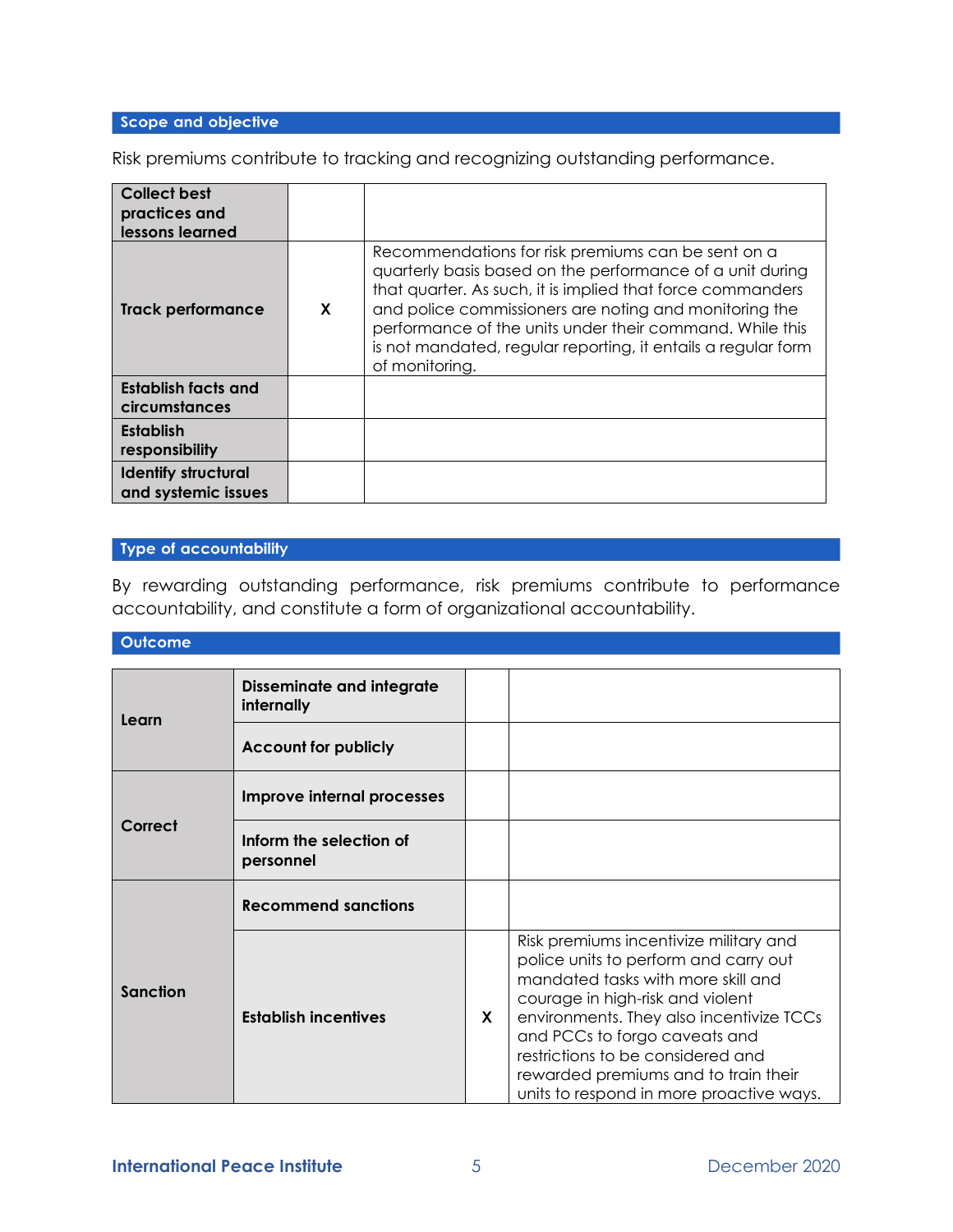## Scope and objective

Risk premiums contribute to tracking and recognizing outstanding performance.

| | | |
|---|---|---|
| **Collect best practices and lessons learned** | | |
| **Track performance** | **X** | Recommendations for risk premiums can be sent on a quarterly basis based on the performance of a unit during that quarter. As such, it is implied that force commanders and police commissioners are noting and monitoring the performance of the units under their command. While this is not mandated, regular reporting, it entails a regular form of monitoring. |
| **Establish facts and circumstances** | | |
| **Establish responsibility** | | |
| **Identify structural and systemic issues** | | |

## Type of accountability

By rewarding outstanding performance, risk premiums contribute to performance accountability, and constitute a form of organizational accountability.

## Outcome

| | | | |
|---|---|---|---|
| **Learn** | **Disseminate and integrate internally** | | |
| | **Account for publicly** | | |
| **Correct** | **Improve internal processes** | | |
| | **Inform the selection of personnel** | | |
| **Sanction** | **Recommend sanctions** | | |
| | **Establish incentives** | **X** | Risk premiums incentivize military and police units to perform and carry out mandated tasks with more skill and courage in high-risk and violent environments. They also incentivize TCCs and PCCs to forgo caveats and restrictions to be considered and rewarded premiums and to train their units to respond in more proactive ways. |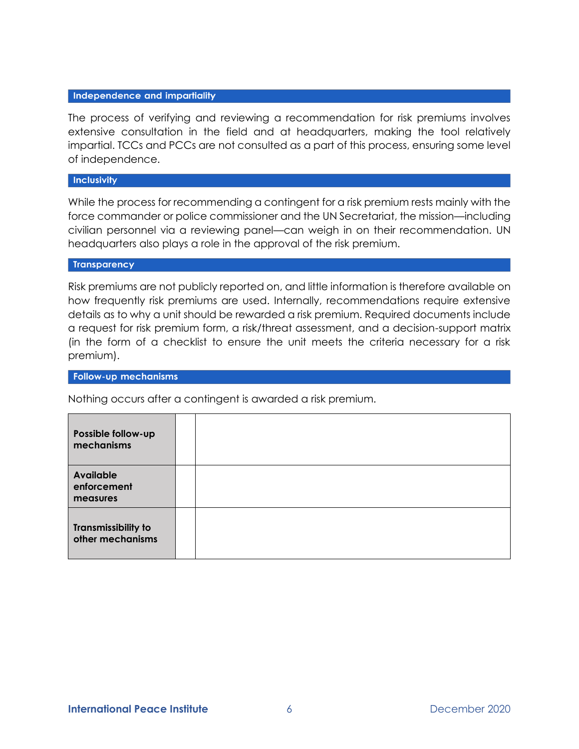### Independence and impartiality

The process of verifying and reviewing a recommendation for risk premiums involves extensive consultation in the field and at headquarters, making the tool relatively impartial. TCCs and PCCs are not consulted as a part of this process, ensuring some level of independence.

### Inclusivity

While the process for recommending a contingent for a risk premium rests mainly with the force commander or police commissioner and the UN Secretariat, the mission—including civilian personnel via a reviewing panel—can weigh in on their recommendation. UN headquarters also plays a role in the approval of the risk premium.

### Transparency

Risk premiums are not publicly reported on, and little information is therefore available on how frequently risk premiums are used. Internally, recommendations require extensive details as to why a unit should be rewarded a risk premium. Required documents include a request for risk premium form, a risk/threat assessment, and a decision-support matrix (in the form of a checklist to ensure the unit meets the criteria necessary for a risk premium).

### Follow-up mechanisms

Nothing occurs after a contingent is awarded a risk premium.

| | | |
|---|---|---|
| **Possible follow-up mechanisms** | | |
| **Available enforcement measures** | | |
| **Transmissibility to other mechanisms** | | |